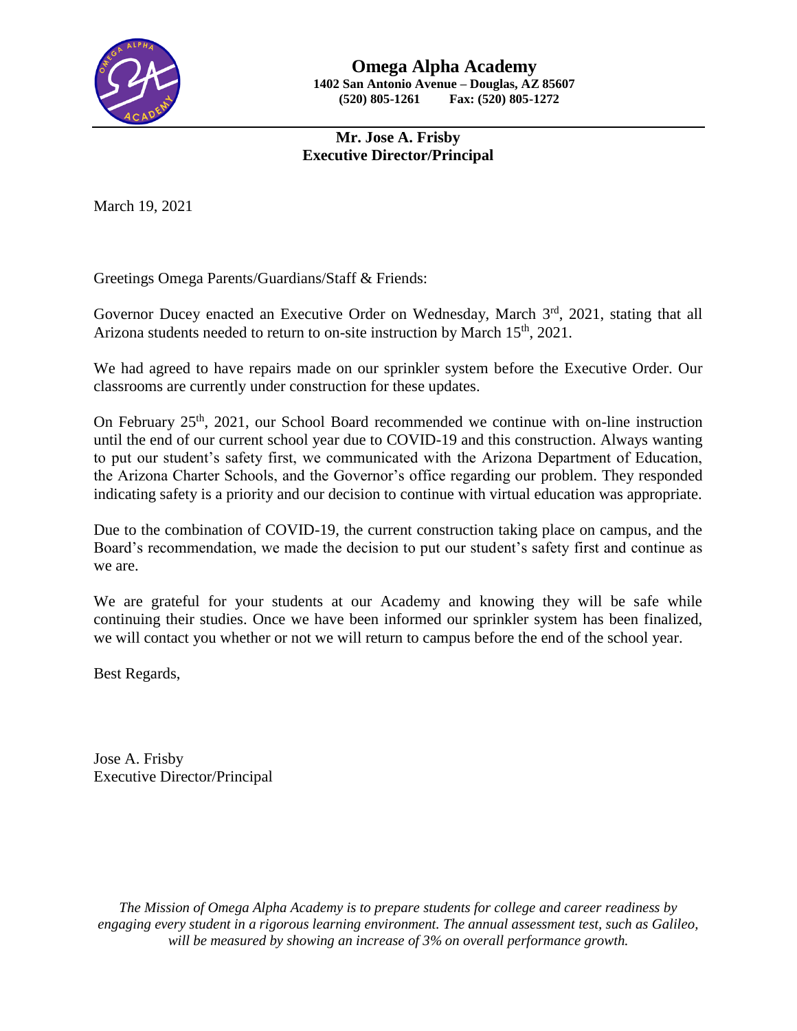# Omega Alpha Academy

**1402 San Antonio Avenue – Douglas, AZ 85607**
**(520) 805-1261 Fax: (520) 805-1272**

**Mr. Jose A. Frisby**
**Executive Director/Principal**

March 19, 2021

Greetings Omega Parents/Guardians/Staff & Friends:

Governor Ducey enacted an Executive Order on Wednesday, March 3rd, 2021, stating that all Arizona students needed to return to on-site instruction by March 15th, 2021.

We had agreed to have repairs made on our sprinkler system before the Executive Order. Our classrooms are currently under construction for these updates.

On February 25th, 2021, our School Board recommended we continue with on-line instruction until the end of our current school year due to COVID-19 and this construction. Always wanting to put our student's safety first, we communicated with the Arizona Department of Education, the Arizona Charter Schools, and the Governor's office regarding our problem. They responded indicating safety is a priority and our decision to continue with virtual education was appropriate.

Due to the combination of COVID-19, the current construction taking place on campus, and the Board's recommendation, we made the decision to put our student's safety first and continue as we are.

We are grateful for your students at our Academy and knowing they will be safe while continuing their studies. Once we have been informed our sprinkler system has been finalized, we will contact you whether or not we will return to campus before the end of the school year.

Best Regards,

Jose A. Frisby
Executive Director/Principal

*The Mission of Omega Alpha Academy is to prepare students for college and career readiness by engaging every student in a rigorous learning environment. The annual assessment test, such as Galileo, will be measured by showing an increase of 3% on overall performance growth.*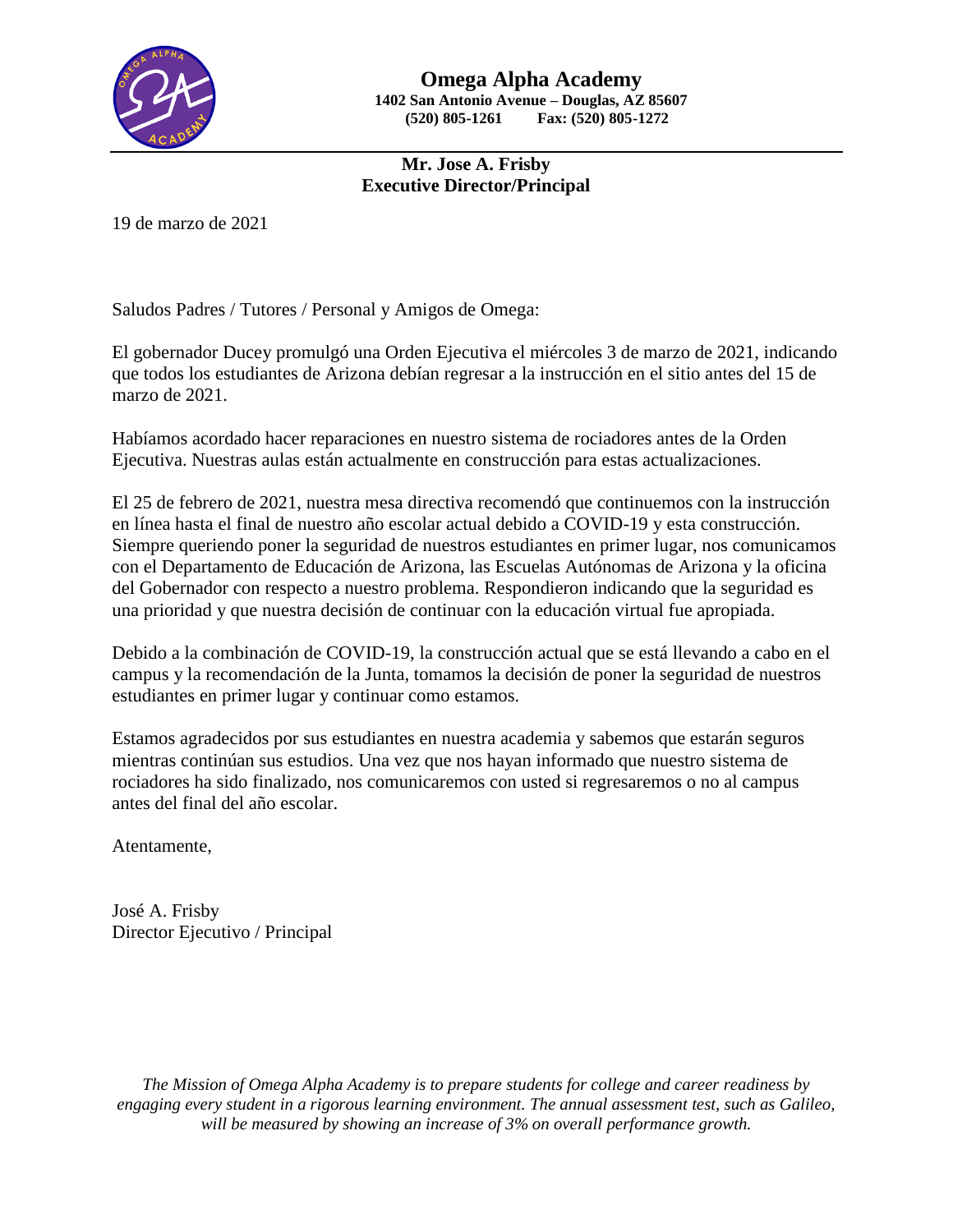# Omega Alpha Academy

**1402 San Antonio Avenue – Douglas, AZ 85607**
**(520) 805-1261 Fax: (520) 805-1272**

**Mr. Jose A. Frisby**
**Executive Director/Principal**

19 de marzo de 2021

Saludos Padres / Tutores / Personal y Amigos de Omega:

El gobernador Ducey promulgó una Orden Ejecutiva el miércoles 3 de marzo de 2021, indicando que todos los estudiantes de Arizona debían regresar a la instrucción en el sitio antes del 15 de marzo de 2021.

Habíamos acordado hacer reparaciones en nuestro sistema de rociadores antes de la Orden Ejecutiva. Nuestras aulas están actualmente en construcción para estas actualizaciones.

El 25 de febrero de 2021, nuestra mesa directiva recomendó que continuemos con la instrucción en línea hasta el final de nuestro año escolar actual debido a COVID-19 y esta construcción. Siempre queriendo poner la seguridad de nuestros estudiantes en primer lugar, nos comunicamos con el Departamento de Educación de Arizona, las Escuelas Autónomas de Arizona y la oficina del Gobernador con respecto a nuestro problema. Respondieron indicando que la seguridad es una prioridad y que nuestra decisión de continuar con la educación virtual fue apropiada.

Debido a la combinación de COVID-19, la construcción actual que se está llevando a cabo en el campus y la recomendación de la Junta, tomamos la decisión de poner la seguridad de nuestros estudiantes en primer lugar y continuar como estamos.

Estamos agradecidos por sus estudiantes en nuestra academia y sabemos que estarán seguros mientras continúan sus estudios. Una vez que nos hayan informado que nuestro sistema de rociadores ha sido finalizado, nos comunicaremos con usted si regresaremos o no al campus antes del final del año escolar.

Atentamente,

José A. Frisby
Director Ejecutivo / Principal

*The Mission of Omega Alpha Academy is to prepare students for college and career readiness by engaging every student in a rigorous learning environment. The annual assessment test, such as Galileo, will be measured by showing an increase of 3% on overall performance growth.*